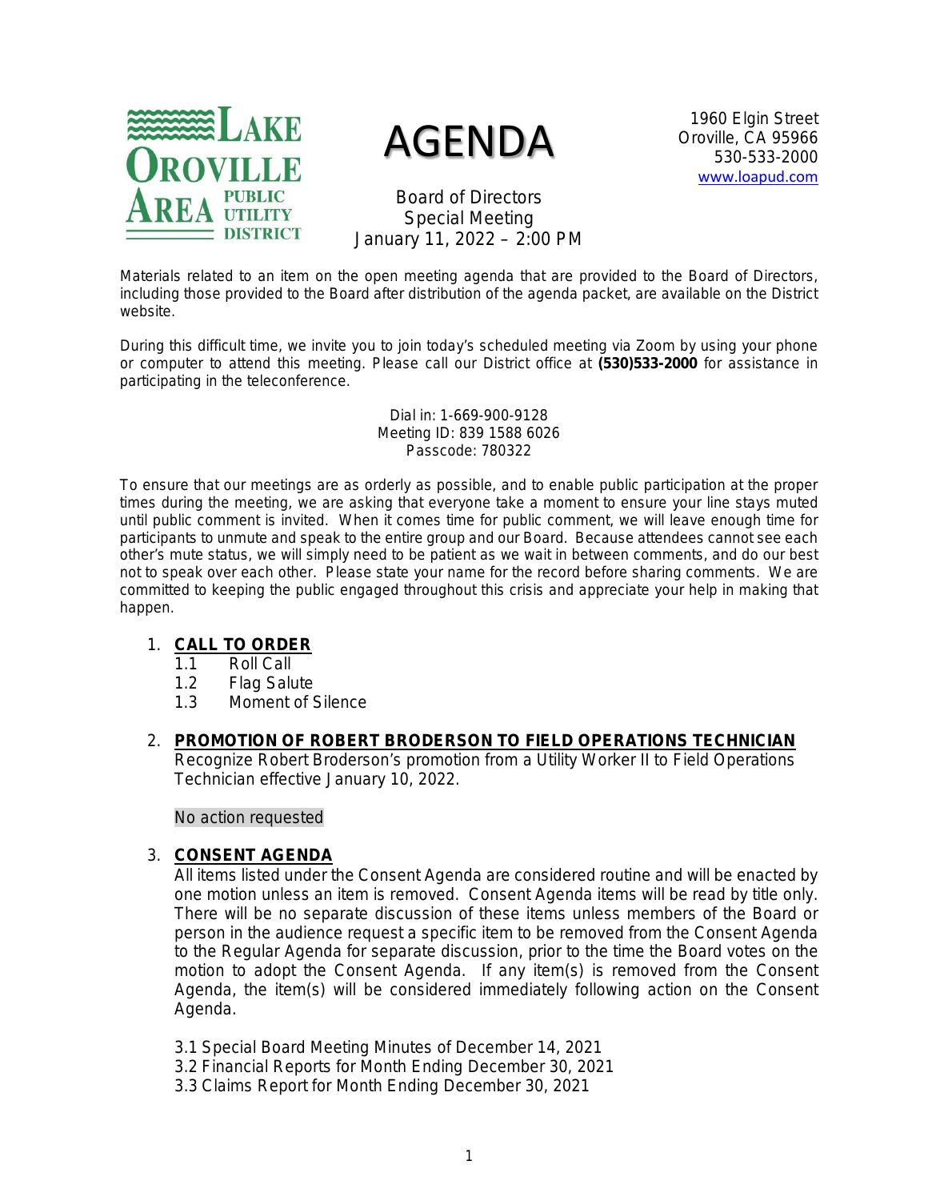# AGENDA

Lake Oroville Area Public Utility District

1960 Elgin Street
Oroville, CA 95966
530-533-2000
www.loapud.com

Board of Directors
Special Meeting
January 11, 2022 – 2:00 PM

Materials related to an item on the open meeting agenda that are provided to the Board of Directors, including those provided to the Board after distribution of the agenda packet, are available on the District website.

During this difficult time, we invite you to join today's scheduled meeting via Zoom by using your phone or computer to attend this meeting. Please call our District office at **(530)533-2000** for assistance in participating in the teleconference.

Dial in: 1-669-900-9128
Meeting ID: 839 1588 6026
Passcode: 780322

To ensure that our meetings are as orderly as possible, and to enable public participation at the proper times during the meeting, we are asking that everyone take a moment to ensure your line stays muted until public comment is invited. When it comes time for public comment, we will leave enough time for participants to unmute and speak to the entire group and our Board. Because attendees cannot see each other's mute status, we will simply need to be patient as we wait in between comments, and do our best not to speak over each other. Please state your name for the record before sharing comments. We are committed to keeping the public engaged throughout this crisis and appreciate your help in making that happen.

1. **CALL TO ORDER**
   - 1.1 Roll Call
   - 1.2 Flag Salute
   - 1.3 Moment of Silence

2. **PROMOTION OF ROBERT BRODERSON TO FIELD OPERATIONS TECHNICIAN**
   Recognize Robert Broderson's promotion from a Utility Worker II to Field Operations Technician effective January 10, 2022.

   No action requested

3. **CONSENT AGENDA**
   All items listed under the Consent Agenda are considered routine and will be enacted by one motion unless an item is removed. Consent Agenda items will be read by title only. There will be no separate discussion of these items unless members of the Board or person in the audience request a specific item to be removed from the Consent Agenda to the Regular Agenda for separate discussion, prior to the time the Board votes on the motion to adopt the Consent Agenda. If any item(s) is removed from the Consent Agenda, the item(s) will be considered immediately following action on the Consent Agenda.

   3.1 Special Board Meeting Minutes of December 14, 2021
   3.2 Financial Reports for Month Ending December 30, 2021
   3.3 Claims Report for Month Ending December 30, 2021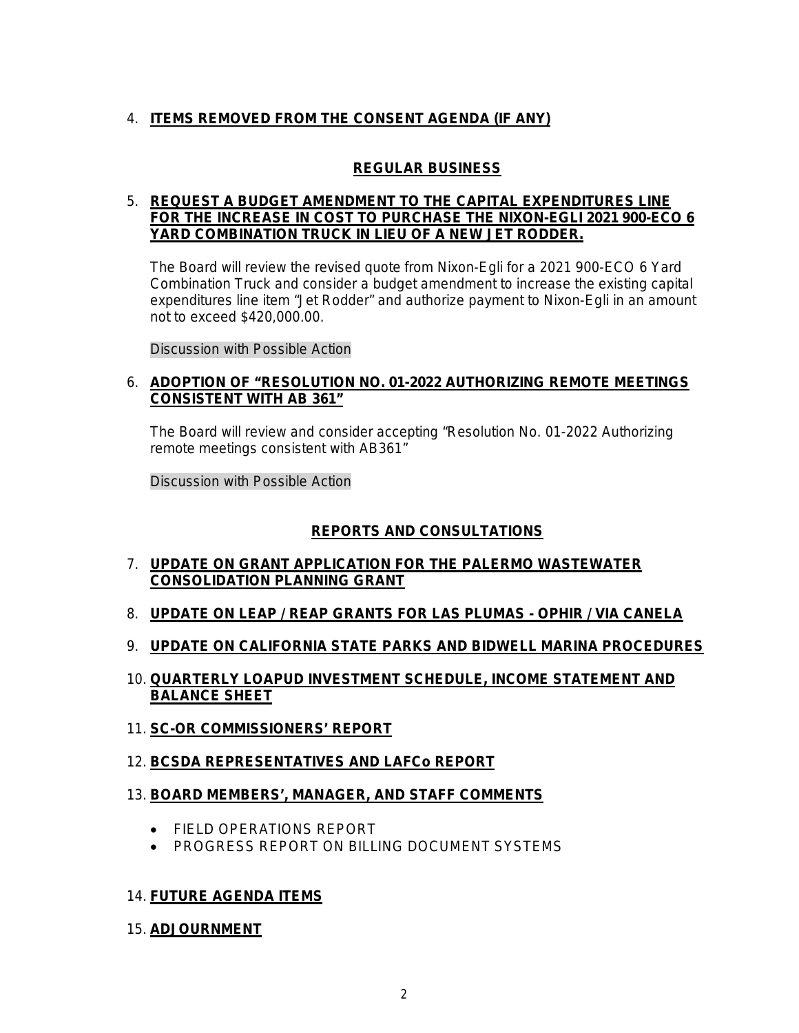4. **ITEMS REMOVED FROM THE CONSENT AGENDA (IF ANY)**

## REGULAR BUSINESS

5. **REQUEST A BUDGET AMENDMENT TO THE CAPITAL EXPENDITURES LINE FOR THE INCREASE IN COST TO PURCHASE THE NIXON-EGLI 2021 900-ECO 6 YARD COMBINATION TRUCK IN LIEU OF A NEW JET RODDER.**

   The Board will review the revised quote from Nixon-Egli for a 2021 900-ECO 6 Yard Combination Truck and consider a budget amendment to increase the existing capital expenditures line item "Jet Rodder" and authorize payment to Nixon-Egli in an amount not to exceed $420,000.00.

   Discussion with Possible Action

6. **ADOPTION OF "RESOLUTION NO. 01-2022 AUTHORIZING REMOTE MEETINGS CONSISTENT WITH AB 361"**

   The Board will review and consider accepting "Resolution No. 01-2022 Authorizing remote meetings consistent with AB361"

   Discussion with Possible Action

## REPORTS AND CONSULTATIONS

7. **UPDATE ON GRANT APPLICATION FOR THE PALERMO WASTEWATER CONSOLIDATION PLANNING GRANT**

8. **UPDATE ON LEAP / REAP GRANTS FOR LAS PLUMAS - OPHIR / VIA CANELA**

9. **UPDATE ON CALIFORNIA STATE PARKS AND BIDWELL MARINA PROCEDURES**

10. **QUARTERLY LOAPUD INVESTMENT SCHEDULE, INCOME STATEMENT AND BALANCE SHEET**

11. **SC-OR COMMISSIONERS' REPORT**

12. **BCSDA REPRESENTATIVES AND LAFCo REPORT**

13. **BOARD MEMBERS', MANAGER, AND STAFF COMMENTS**

    - FIELD OPERATIONS REPORT
    - PROGRESS REPORT ON BILLING DOCUMENT SYSTEMS

14. **FUTURE AGENDA ITEMS**

15. **ADJOURNMENT**